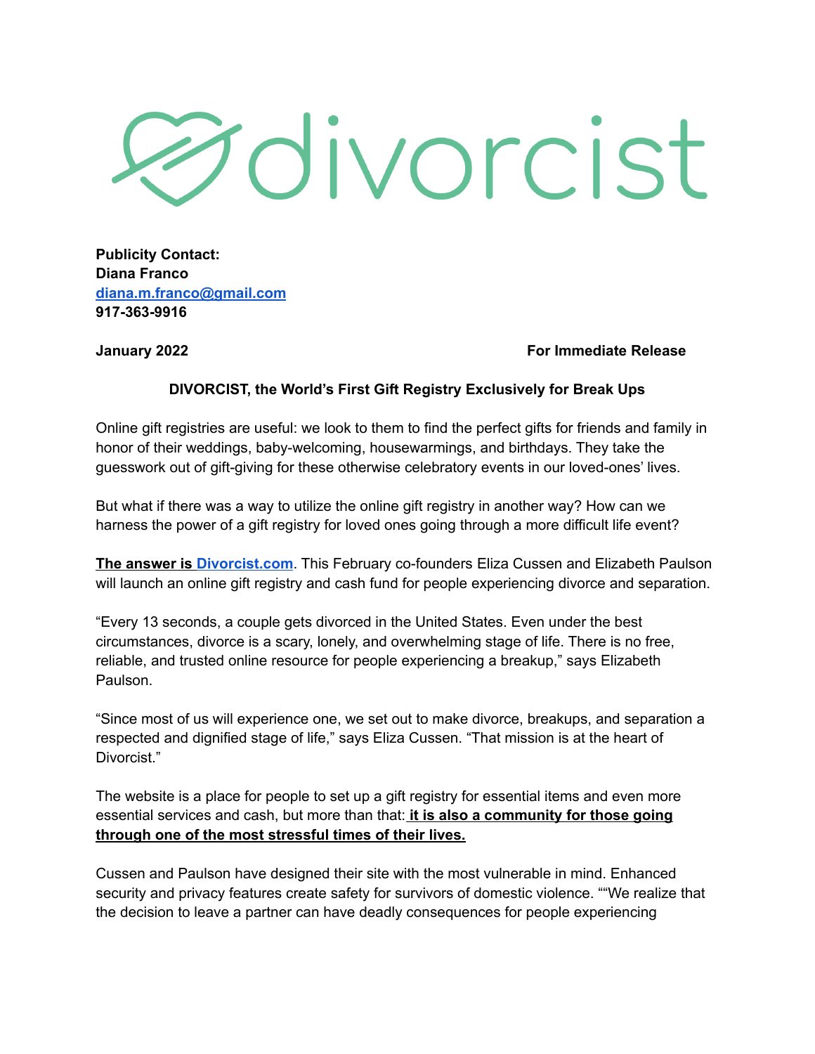divorcist

**Publicity Contact:**
**Diana Franco**
**[diana.m.franco@gmail.com](mailto:diana.m.franco@gmail.com)**
**917-363-9916**

**January 2022** **For Immediate Release**

**DIVORCIST, the World's First Gift Registry Exclusively for Break Ups**

Online gift registries are useful: we look to them to find the perfect gifts for friends and family in honor of their weddings, baby-welcoming, housewarmings, and birthdays. They take the guesswork out of gift-giving for these otherwise celebratory events in our loved-ones' lives.

But what if there was a way to utilize the online gift registry in another way? How can we harness the power of a gift registry for loved ones going through a more difficult life event?

**The answer is [Divorcist.com](http://Divorcist.com)**. This February co-founders Eliza Cussen and Elizabeth Paulson will launch an online gift registry and cash fund for people experiencing divorce and separation.

"Every 13 seconds, a couple gets divorced in the United States. Even under the best circumstances, divorce is a scary, lonely, and overwhelming stage of life. There is no free, reliable, and trusted online resource for people experiencing a breakup," says Elizabeth Paulson.

"Since most of us will experience one, we set out to make divorce, breakups, and separation a respected and dignified stage of life," says Eliza Cussen. "That mission is at the heart of Divorcist."

The website is a place for people to set up a gift registry for essential items and even more essential services and cash, but more than that: **it is also a community for those going through one of the most stressful times of their lives.**

Cussen and Paulson have designed their site with the most vulnerable in mind. Enhanced security and privacy features create safety for survivors of domestic violence. ""We realize that the decision to leave a partner can have deadly consequences for people experiencing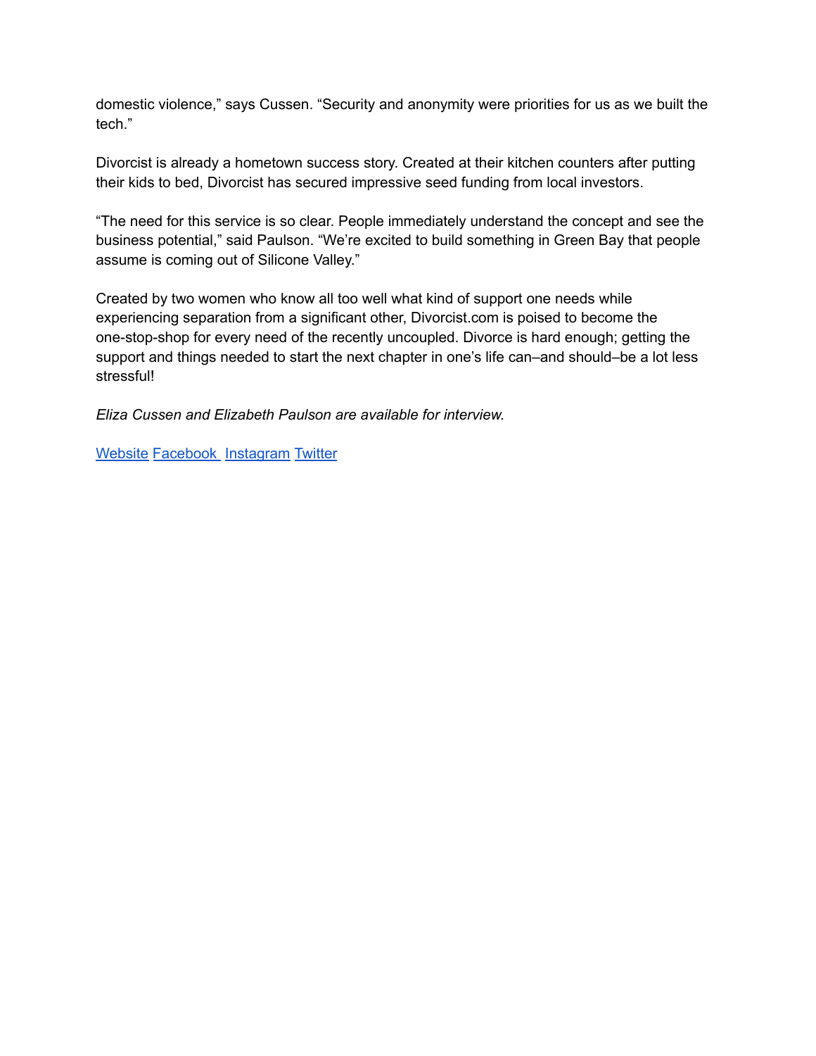domestic violence," says Cussen. "Security and anonymity were priorities for us as we built the tech."

Divorcist is already a hometown success story. Created at their kitchen counters after putting their kids to bed, Divorcist has secured impressive seed funding from local investors.

"The need for this service is so clear. People immediately understand the concept and see the business potential," said Paulson. "We're excited to build something in Green Bay that people assume is coming out of Silicone Valley."

Created by two women who know all too well what kind of support one needs while experiencing separation from a significant other, Divorcist.com is poised to become the one-stop-shop for every need of the recently uncoupled. Divorce is hard enough; getting the support and things needed to start the next chapter in one's life can–and should–be a lot less stressful!

*Eliza Cussen and Elizabeth Paulson are available for interview.*

Website Facebook Instagram Twitter